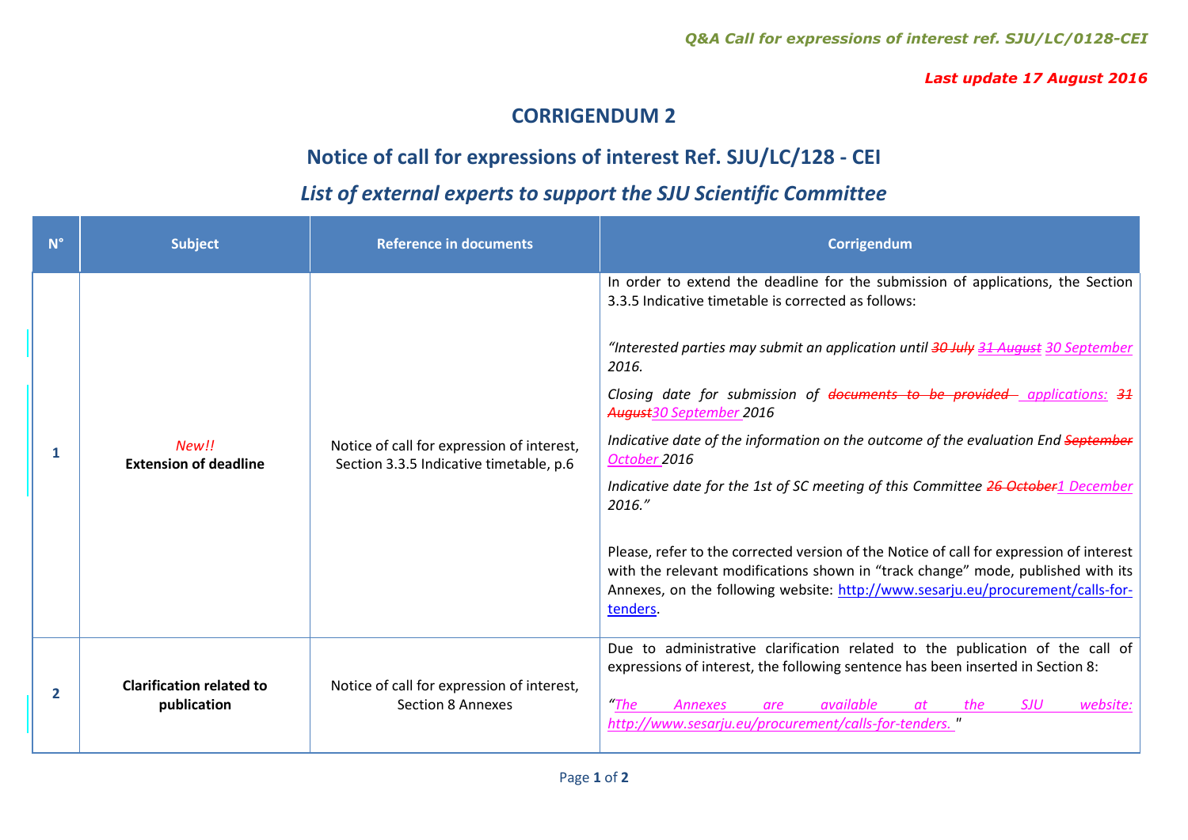*Q&A Call for expressions of interest ref. SJU/LC/0128-CEI*

*Last update 17 August 2016*

# CORRIGENDUM 2

## Notice of call for expressions of interest Ref. SJU/LC/128 - CEI

## *List of external experts to support the SJU Scientific Committee*

| N° | Subject | Reference in documents | Corrigendum |
|---|---|---|---|
| 1 | *New!!* **Extension of deadline** | Notice of call for expression of interest, Section 3.3.5 Indicative timetable, p.6 | In order to extend the deadline for the submission of applications, the Section 3.3.5 Indicative timetable is corrected as follows: *"Interested parties may submit an application until ~~30 July~~ ~~31 August~~ 30 September 2016.* *Closing date for submission of ~~documents to be provided~~ applications: ~~31 August~~30 September 2016* *Indicative date of the information on the outcome of the evaluation End ~~September~~ October 2016* *Indicative date for the 1st of SC meeting of this Committee ~~26 October~~1 December 2016."* Please, refer to the corrected version of the Notice of call for expression of interest with the relevant modifications shown in "track change" mode, published with its Annexes, on the following website: http://www.sesarju.eu/procurement/calls-for-tenders. |
| 2 | **Clarification related to publication** | Notice of call for expression of interest, Section 8 Annexes | Due to administrative clarification related to the publication of the call of expressions of interest, the following sentence has been inserted in Section 8: *"The Annexes are available at the SJU website: http://www.sesarju.eu/procurement/calls-for-tenders.* " |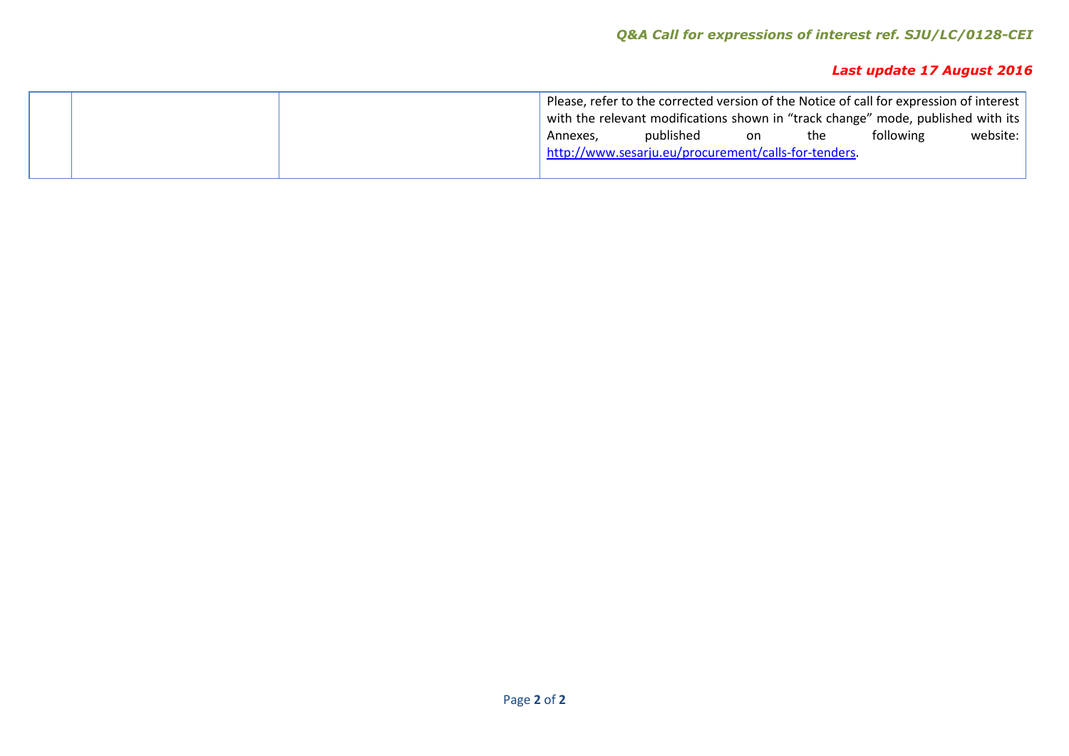| | | | |
|---|---|---|---|
| | | | Please, refer to the corrected version of the Notice of call for expression of interest with the relevant modifications shown in "track change" mode, published with its Annexes, published on the following website: [http://www.sesarju.eu/procurement/calls-for-tenders](http://www.sesarju.eu/procurement/calls-for-tenders). |